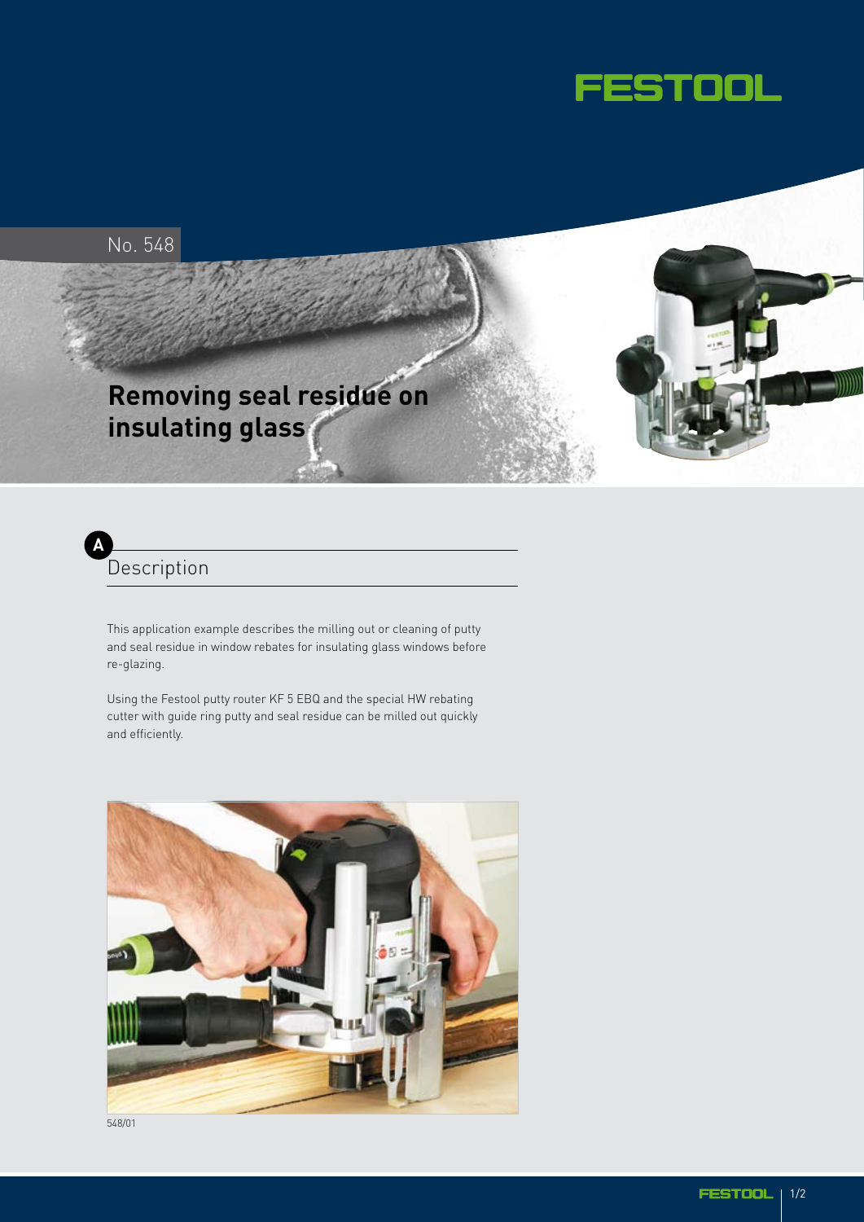No. 548

# Removing seal residue on insulating glass

## A Description

This application example describes the milling out or cleaning of putty and seal residue in window rebates for insulating glass windows before re-glazing.

Using the Festool putty router KF 5 EBQ and the special HW rebating cutter with guide ring putty and seal residue can be milled out quickly and efficiently.

548/01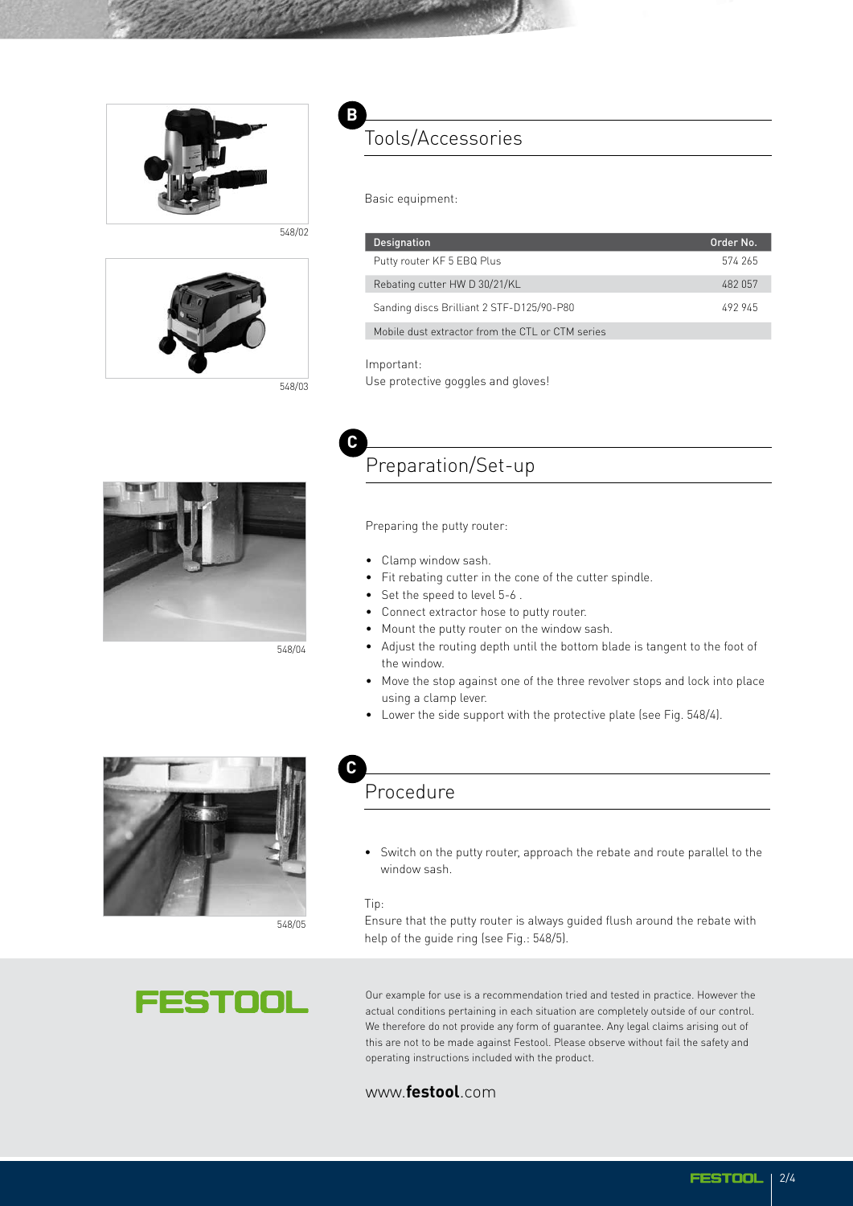548/02

548/03

## B Tools/Accessories

Basic equipment:

| Designation | Order No. |
|---|---|
| Putty router KF 5 EBQ Plus | 574 265 |
| Rebating cutter HW D 30/21/KL | 482 057 |
| Sanding discs Brilliant 2 STF-D125/90-P80 | 492 945 |
| Mobile dust extractor from the CTL or CTM series | |

Important:
Use protective goggles and gloves!

548/04

## C Preparation/Set-up

Preparing the putty router:

- Clamp window sash.
- Fit rebating cutter in the cone of the cutter spindle.
- Set the speed to level 5-6 .
- Connect extractor hose to putty router.
- Mount the putty router on the window sash.
- Adjust the routing depth until the bottom blade is tangent to the foot of the window.
- Move the stop against one of the three revolver stops and lock into place using a clamp lever.
- Lower the side support with the protective plate (see Fig. 548/4).

548/05

## C Procedure

- Switch on the putty router, approach the rebate and route parallel to the window sash.

Tip:
Ensure that the putty router is always guided flush around the rebate with help of the guide ring (see Fig.: 548/5).

FESTOOL

Our example for use is a recommendation tried and tested in practice. However the actual conditions pertaining in each situation are completely outside of our control. We therefore do not provide any form of guarantee. Any legal claims arising out of this are not to be made against Festool. Please observe without fail the safety and operating instructions included with the product.

www.**festool**.com